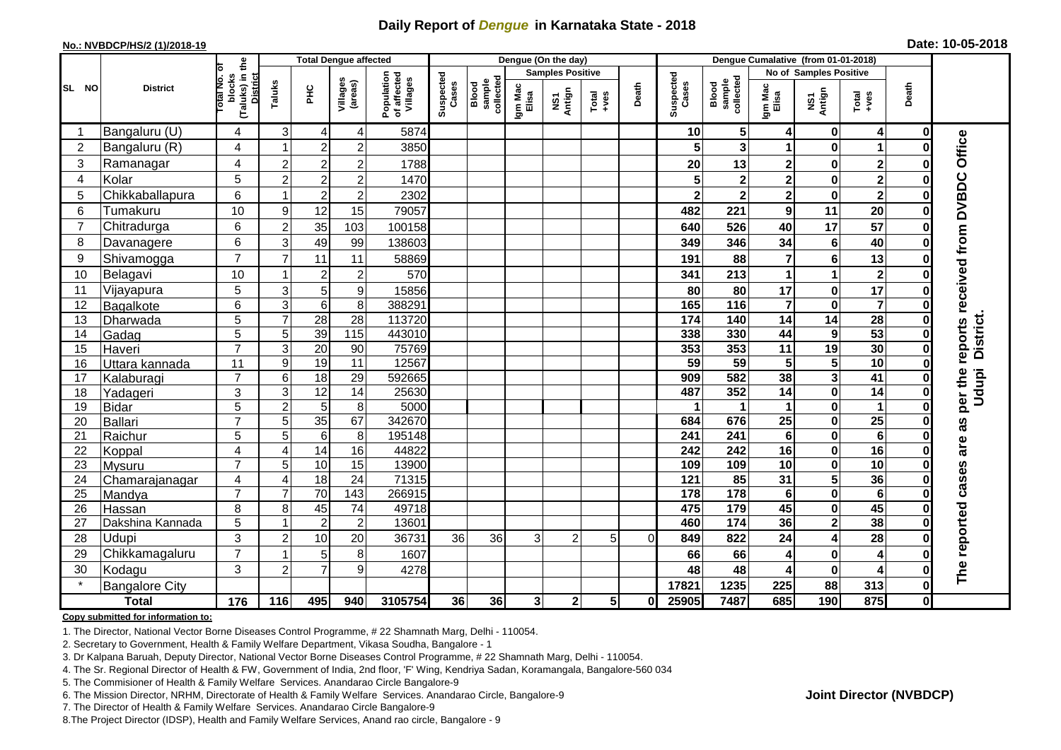# Daily Report of *Dengue* in Karnataka State - 2018

**No.: NVBDCP/HS/2 (1)/2018-19**

**Date: 10-05-2018**

| SL NO | District | Total No. of blocks (Taluks) in the District | Total Dengue affected | | | | Dengue (On the day) | | | | | | | Dengue Cumalative (from 01-01-2018) | | | | | | | |
|---|---|---|---|---|---|---|---|---|---|---|---|---|---|---|---|---|---|---|---|---|
| | | | Taluks | PHC | Villages (areas) | Population of affected Villages | Suspected Cases | Blood sample collected | Samples Positive | | | Death | Suspected Cases | Blood sample collected | No of Samples Positive | | | Death | |
| | | | | | | | | | Igm Mac Elisa | NS1 Antign | Total +ves | | | | Igm Mac Elisa | NS1 Antign | Total +ves | | |
| 1 | Bangaluru (U) | 4 | 3 | 4 | 4 | 5874 | | | | | | | 10 | 5 | 4 | 0 | 4 | 0 | The reported cases are as per the reports received from DVBDC Office Udupi District. |
| 2 | Bangaluru (R) | 4 | 1 | 2 | 2 | 3850 | | | | | | | 5 | 3 | 1 | 0 | 1 | 0 | |
| 3 | Ramanagar | 4 | 2 | 2 | 2 | 1788 | | | | | | | 20 | 13 | 2 | 0 | 2 | 0 | |
| 4 | Kolar | 5 | 2 | 2 | 2 | 1470 | | | | | | | 5 | 2 | 2 | 0 | 2 | 0 | |
| 5 | Chikkaballapura | 6 | 1 | 2 | 2 | 2302 | | | | | | | 2 | 2 | 2 | 0 | 2 | 0 | |
| 6 | Tumakuru | 10 | 9 | 12 | 15 | 79057 | | | | | | | 482 | 221 | 9 | 11 | 20 | 0 | |
| 7 | Chitradurga | 6 | 2 | 35 | 103 | 100158 | | | | | | | 640 | 526 | 40 | 17 | 57 | 0 | |
| 8 | Davanagere | 6 | 3 | 49 | 99 | 138603 | | | | | | | 349 | 346 | 34 | 6 | 40 | 0 | |
| 9 | Shivamogga | 7 | 7 | 11 | 11 | 58869 | | | | | | | 191 | 88 | 7 | 6 | 13 | 0 | |
| 10 | Belagavi | 10 | 1 | 2 | 2 | 570 | | | | | | | 341 | 213 | 1 | 1 | 2 | 0 | |
| 11 | Vijayapura | 5 | 3 | 5 | 9 | 15856 | | | | | | | 80 | 80 | 17 | 0 | 17 | 0 | |
| 12 | Bagalkote | 6 | 3 | 6 | 8 | 388291 | | | | | | | 165 | 116 | 7 | 0 | 7 | 0 | |
| 13 | Dharwada | 5 | 7 | 28 | 28 | 113720 | | | | | | | 174 | 140 | 14 | 14 | 28 | 0 | |
| 14 | Gadag | 5 | 5 | 39 | 115 | 443010 | | | | | | | 338 | 330 | 44 | 9 | 53 | 0 | |
| 15 | Haveri | 7 | 3 | 20 | 90 | 75769 | | | | | | | 353 | 353 | 11 | 19 | 30 | 0 | |
| 16 | Uttara kannada | 11 | 9 | 19 | 11 | 12567 | | | | | | | 59 | 59 | 5 | 5 | 10 | 0 | |
| 17 | Kalaburagi | 7 | 6 | 18 | 29 | 592665 | | | | | | | 909 | 582 | 38 | 3 | 41 | 0 | |
| 18 | Yadageri | 3 | 3 | 12 | 14 | 25630 | | | | | | | 487 | 352 | 14 | 0 | 14 | 0 | |
| 19 | Bidar | 5 | 2 | 5 | 8 | 5000 | | | | | | | 1 | 1 | 1 | 0 | 1 | 0 | |
| 20 | Ballari | 7 | 5 | 35 | 67 | 342670 | | | | | | | 684 | 676 | 25 | 0 | 25 | 0 | |
| 21 | Raichur | 5 | 5 | 6 | 8 | 195148 | | | | | | | 241 | 241 | 6 | 0 | 6 | 0 | |
| 22 | Koppal | 4 | 4 | 14 | 16 | 44822 | | | | | | | 242 | 242 | 16 | 0 | 16 | 0 | |
| 23 | Mysuru | 7 | 5 | 10 | 15 | 13900 | | | | | | | 109 | 109 | 10 | 0 | 10 | 0 | |
| 24 | Chamarajanagar | 4 | 4 | 18 | 24 | 71315 | | | | | | | 121 | 85 | 31 | 5 | 36 | 0 | |
| 25 | Mandya | 7 | 7 | 70 | 143 | 266915 | | | | | | | 178 | 178 | 6 | 0 | 6 | 0 | |
| 26 | Hassan | 8 | 8 | 45 | 74 | 49718 | | | | | | | 475 | 179 | 45 | 0 | 45 | 0 | |
| 27 | Dakshina Kannada | 5 | 1 | 2 | 2 | 13601 | | | | | | | 460 | 174 | 36 | 2 | 38 | 0 | |
| 28 | Udupi | 3 | 2 | 10 | 20 | 36731 | 36 | 36 | 3 | 2 | 5 | 0 | 849 | 822 | 24 | 4 | 28 | 0 | |
| 29 | Chikkamagaluru | 7 | 1 | 5 | 8 | 1607 | | | | | | | 66 | 66 | 4 | 0 | 4 | 0 | |
| 30 | Kodagu | 3 | 2 | 7 | 9 | 4278 | | | | | | | 48 | 48 | 4 | 0 | 4 | 0 | |
| * | Bangalore City | | | | | | | | | | | | 17821 | 1235 | 225 | 88 | 313 | 0 | |
| | **Total** | **176** | **116** | **495** | **940** | **3105754** | **36** | **36** | **3** | **2** | **5** | **0** | **25905** | **7487** | **685** | **190** | **875** | **0** | |

**Copy submitted for information to:**

1. The Director, National Vector Borne Diseases Control Programme, # 22 Shamnath Marg, Delhi - 110054.
2. Secretary to Government, Health & Family Welfare Department, Vikasa Soudha, Bangalore - 1
3. Dr Kalpana Baruah, Deputy Director, National Vector Borne Diseases Control Programme, # 22 Shamnath Marg, Delhi - 110054.
4. The Sr. Regional Director of Health & FW, Government of India, 2nd floor, 'F' Wing, Kendriya Sadan, Koramangala, Bangalore-560 034
5. The Commisioner of Health & Family Welfare Services. Anandarao Circle Bangalore-9
6. The Mission Director, NRHM, Directorate of Health & Family Welfare Services. Anandarao Circle, Bangalore-9
7. The Director of Health & Family Welfare Services. Anandarao Circle Bangalore-9
8. The Project Director (IDSP), Health and Family Welfare Services, Anand rao circle, Bangalore - 9

**Joint Director (NVBDCP)**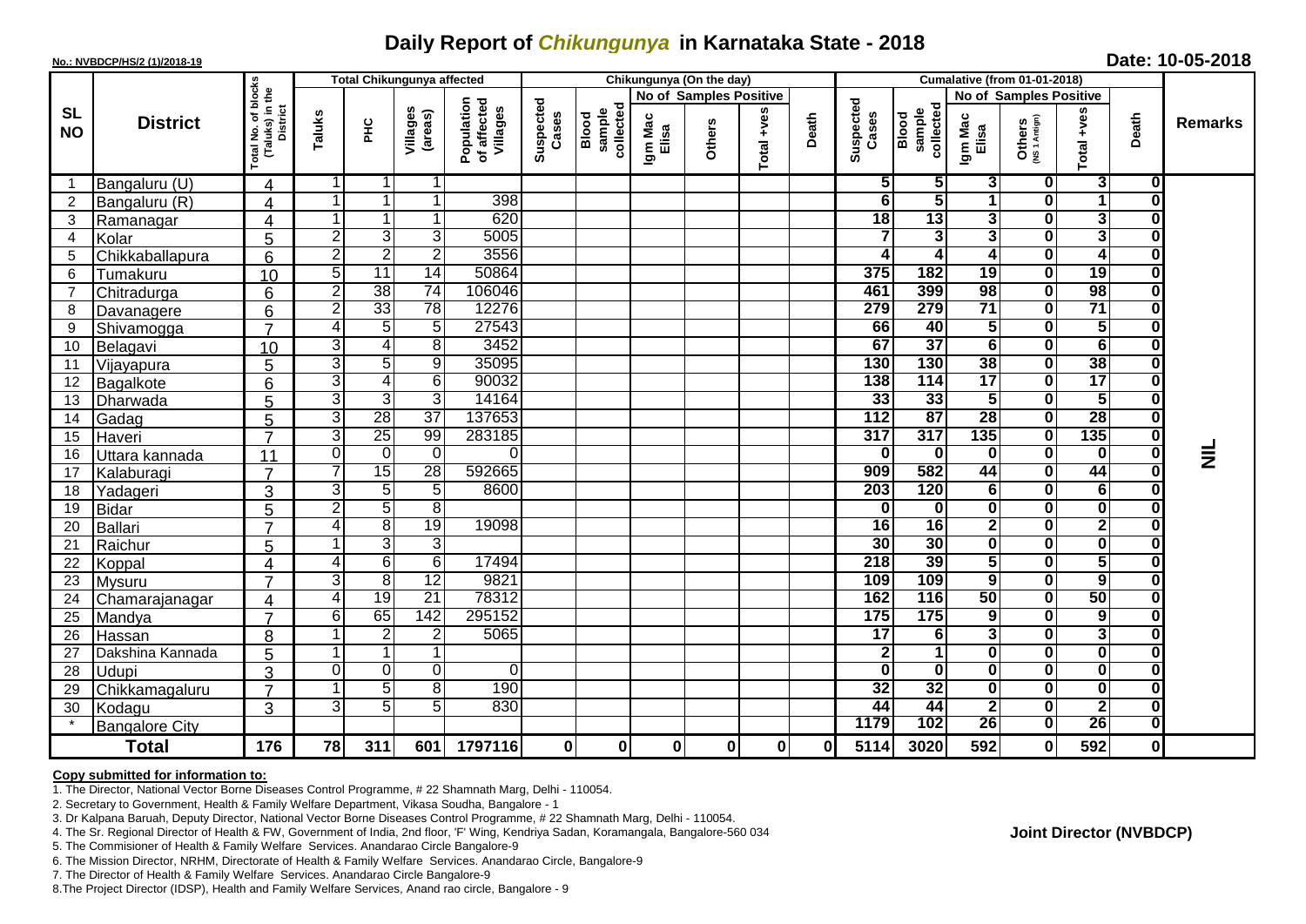# Daily Report of *Chikungunya* in Karnataka State - 2018

**No.: NVBDCP/HS/2 (1)/2018-19**

**Date: 10-05-2018**

| SL NO | District | Total No. of blocks (Taluks) in the District | Total Chikungunya affected | | | | Chikungunya (On the day) | | | | | | | Cumalative (from 01-01-2018) | | | | | | | Remarks |
|---|---|---|---|---|---|---|---|---|---|---|---|---|---|---|---|---|---|---|---|---|---|
| | | | Taluks | PHC | Villages (areas) | Population of affected Villages | Suspected Cases | Blood sample collected | No of Samples Positive | | | | Death | Suspected Cases | Blood sample collected | No of Samples Positive | | | | Death | |
| | | | | | | | | | Igm Mac Elisa | Others | Total +ves | | | | | Igm Mac Elisa | Others (NS 1 Antign) | Total +ves | | | |
| 1 | Bangaluru (U) | 4 | 1 | 1 | 1 | | | | | | | | | 5 | 5 | 3 | 0 | 3 | | 0 | NIL |
| 2 | Bangaluru (R) | 4 | 1 | 1 | 1 | 398 | | | | | | | | 6 | 5 | 1 | 0 | 1 | | 0 | |
| 3 | Ramanagar | 4 | 1 | 1 | 1 | 620 | | | | | | | | 18 | 13 | 3 | 0 | 3 | | 0 | |
| 4 | Kolar | 5 | 2 | 3 | 3 | 5005 | | | | | | | | 7 | 3 | 3 | 0 | 3 | | 0 | |
| 5 | Chikkaballapura | 6 | 2 | 2 | 2 | 3556 | | | | | | | | 4 | 4 | 4 | 0 | 4 | | 0 | |
| 6 | Tumakuru | 10 | 5 | 11 | 14 | 50864 | | | | | | | | 375 | 182 | 19 | 0 | 19 | | 0 | |
| 7 | Chitradurga | 6 | 2 | 38 | 74 | 106046 | | | | | | | | 461 | 399 | 98 | 0 | 98 | | 0 | |
| 8 | Davanagere | 6 | 2 | 33 | 78 | 12276 | | | | | | | | 279 | 279 | 71 | 0 | 71 | | 0 | |
| 9 | Shivamogga | 7 | 4 | 5 | 5 | 27543 | | | | | | | | 66 | 40 | 5 | 0 | 5 | | 0 | |
| 10 | Belagavi | 10 | 3 | 4 | 8 | 3452 | | | | | | | | 67 | 37 | 6 | 0 | 6 | | 0 | |
| 11 | Vijayapura | 5 | 3 | 5 | 9 | 35095 | | | | | | | | 130 | 130 | 38 | 0 | 38 | | 0 | |
| 12 | Bagalkote | 6 | 3 | 4 | 6 | 90032 | | | | | | | | 138 | 114 | 17 | 0 | 17 | | 0 | |
| 13 | Dharwada | 5 | 3 | 3 | 3 | 14164 | | | | | | | | 33 | 33 | 5 | 0 | 5 | | 0 | |
| 14 | Gadag | 5 | 3 | 28 | 37 | 137653 | | | | | | | | 112 | 87 | 28 | 0 | 28 | | 0 | |
| 15 | Haveri | 7 | 3 | 25 | 99 | 283185 | | | | | | | | 317 | 317 | 135 | 0 | 135 | | 0 | |
| 16 | Uttara kannada | 11 | 0 | 0 | 0 | 0 | | | | | | | | 0 | 0 | 0 | 0 | 0 | | 0 | |
| 17 | Kalaburagi | 7 | 7 | 15 | 28 | 592665 | | | | | | | | 909 | 582 | 44 | 0 | 44 | | 0 | |
| 18 | Yadageri | 3 | 3 | 5 | 5 | 8600 | | | | | | | | 203 | 120 | 6 | 0 | 6 | | 0 | |
| 19 | Bidar | 5 | 2 | 5 | 8 | | | | | | | | | 0 | 0 | 0 | 0 | 0 | | 0 | |
| 20 | Ballari | 7 | 4 | 8 | 19 | 19098 | | | | | | | | 16 | 16 | 2 | 0 | 2 | | 0 | |
| 21 | Raichur | 5 | 1 | 3 | 3 | | | | | | | | | 30 | 30 | 0 | 0 | 0 | | 0 | |
| 22 | Koppal | 4 | 4 | 6 | 6 | 17494 | | | | | | | | 218 | 39 | 5 | 0 | 5 | | 0 | |
| 23 | Mysuru | 7 | 3 | 8 | 12 | 9821 | | | | | | | | 109 | 109 | 9 | 0 | 9 | | 0 | |
| 24 | Chamarajanagar | 4 | 4 | 19 | 21 | 78312 | | | | | | | | 162 | 116 | 50 | 0 | 50 | | 0 | |
| 25 | Mandya | 7 | 6 | 65 | 142 | 295152 | | | | | | | | 175 | 175 | 9 | 0 | 9 | | 0 | |
| 26 | Hassan | 8 | 1 | 2 | 2 | 5065 | | | | | | | | 17 | 6 | 3 | 0 | 3 | | 0 | |
| 27 | Dakshina Kannada | 5 | 1 | 1 | 1 | | | | | | | | | 2 | 1 | 0 | 0 | 0 | | 0 | |
| 28 | Udupi | 3 | 0 | 0 | 0 | 0 | | | | | | | | 0 | 0 | 0 | 0 | 0 | | 0 | |
| 29 | Chikkamagaluru | 7 | 1 | 5 | 8 | 190 | | | | | | | | 32 | 32 | 0 | 0 | 0 | | 0 | |
| 30 | Kodagu | 3 | 3 | 5 | 5 | 830 | | | | | | | | 44 | 44 | 2 | 0 | 2 | | 0 | |
| * | Bangalore City | | | | | | | | | | | | | 1179 | 102 | 26 | 0 | 26 | | 0 | |
| | **Total** | **176** | **78** | **311** | **601** | **1797116** | **0** | **0** | **0** | **0** | **0** | **0** | | **5114** | **3020** | **592** | **0** | **592** | | **0** | |

**Copy submitted for information to:**

1. The Director, National Vector Borne Diseases Control Programme, # 22 Shamnath Marg, Delhi - 110054.
2. Secretary to Government, Health & Family Welfare Department, Vikasa Soudha, Bangalore - 1
3. Dr Kalpana Baruah, Deputy Director, National Vector Borne Diseases Control Programme, # 22 Shamnath Marg, Delhi - 110054.
4. The Sr. Regional Director of Health & FW, Government of India, 2nd floor, 'F' Wing, Kendriya Sadan, Koramangala, Bangalore-560 034
5. The Commisioner of Health & Family Welfare Services. Anandarao Circle Bangalore-9
6. The Mission Director, NRHM, Directorate of Health & Family Welfare Services. Anandarao Circle, Bangalore-9
7. The Director of Health & Family Welfare Services. Anandarao Circle Bangalore-9
8. The Project Director (IDSP), Health and Family Welfare Services, Anand rao circle, Bangalore - 9

**Joint Director (NVBDCP)**